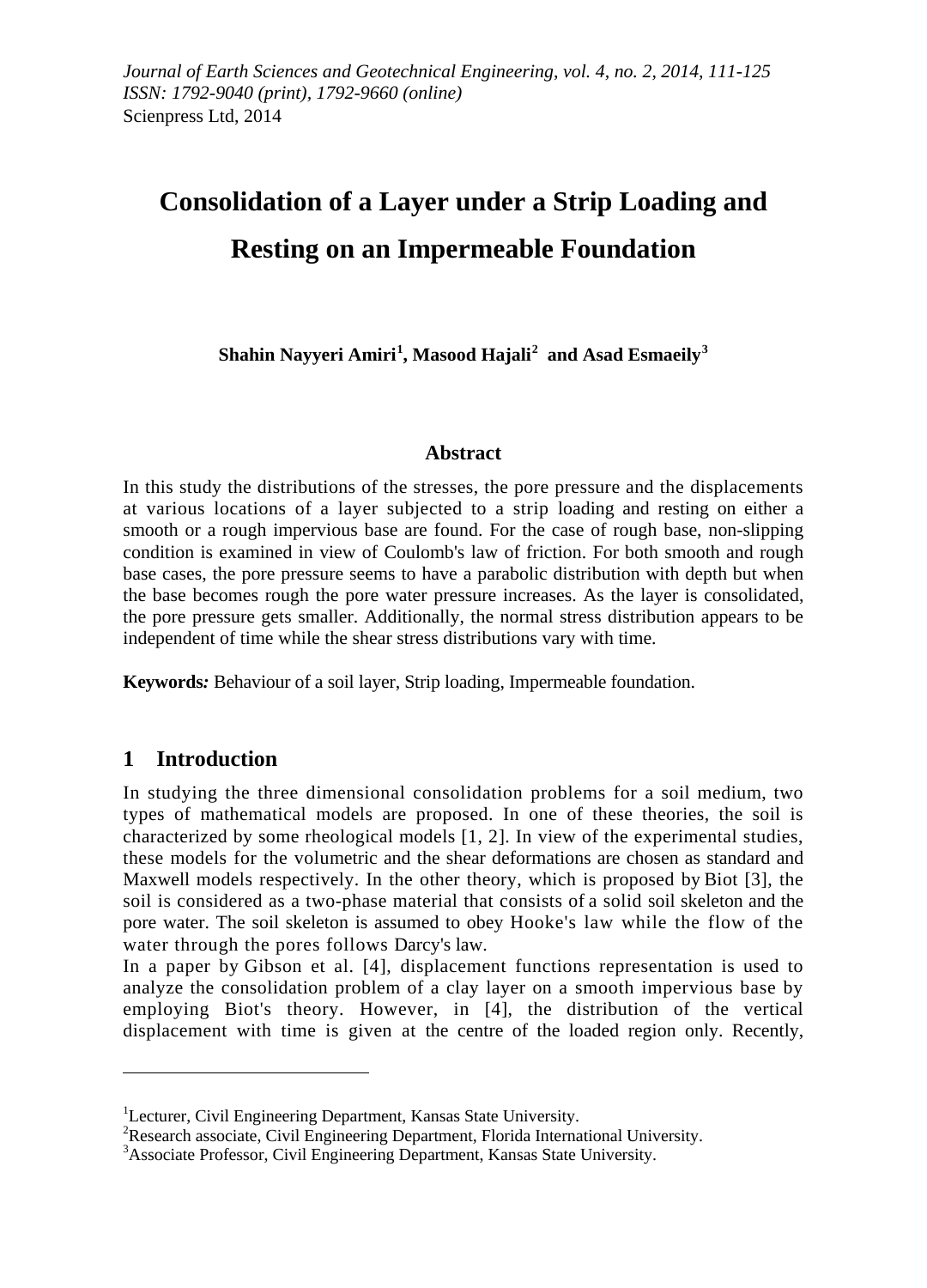# Consolidation of a Layer under a Strip Loading and Resting on an Impermeable Foundation

**Shahin Nayyeri Amiri[1], Masood Hajali[2] and Asad Esmaeily[3]**

## Abstract

In this study the distributions of the stresses, the pore pressure and the displacements at various locations of a layer subjected to a strip loading and resting on either a smooth or a rough impervious base are found. For the case of rough base, non-slipping condition is examined in view of Coulomb's law of friction. For both smooth and rough base cases, the pore pressure seems to have a parabolic distribution with depth but when the base becomes rough the pore water pressure increases. As the layer is consolidated, the pore pressure gets smaller. Additionally, the normal stress distribution appears to be independent of time while the shear stress distributions vary with time.

**Keywords:** Behaviour of a soil layer, Strip loading, Impermeable foundation.

## 1 Introduction

In studying the three dimensional consolidation problems for a soil medium, two types of mathematical models are proposed. In one of these theories, the soil is characterized by some rheological models [1, 2]. In view of the experimental studies, these models for the volumetric and the shear deformations are chosen as standard and Maxwell models respectively. In the other theory, which is proposed by Biot [3], the soil is considered as a two-phase material that consists of a solid soil skeleton and the pore water. The soil skeleton is assumed to obey Hooke's law while the flow of the water through the pores follows Darcy's law.

In a paper by Gibson et al. [4], displacement functions representation is used to analyze the consolidation problem of a clay layer on a smooth impervious base by employing Biot's theory. However, in [4], the distribution of the vertical displacement with time is given at the centre of the loaded region only. Recently,

---

[1]Lecturer, Civil Engineering Department, Kansas State University.
[2]Research associate, Civil Engineering Department, Florida International University.
[3]Associate Professor, Civil Engineering Department, Kansas State University.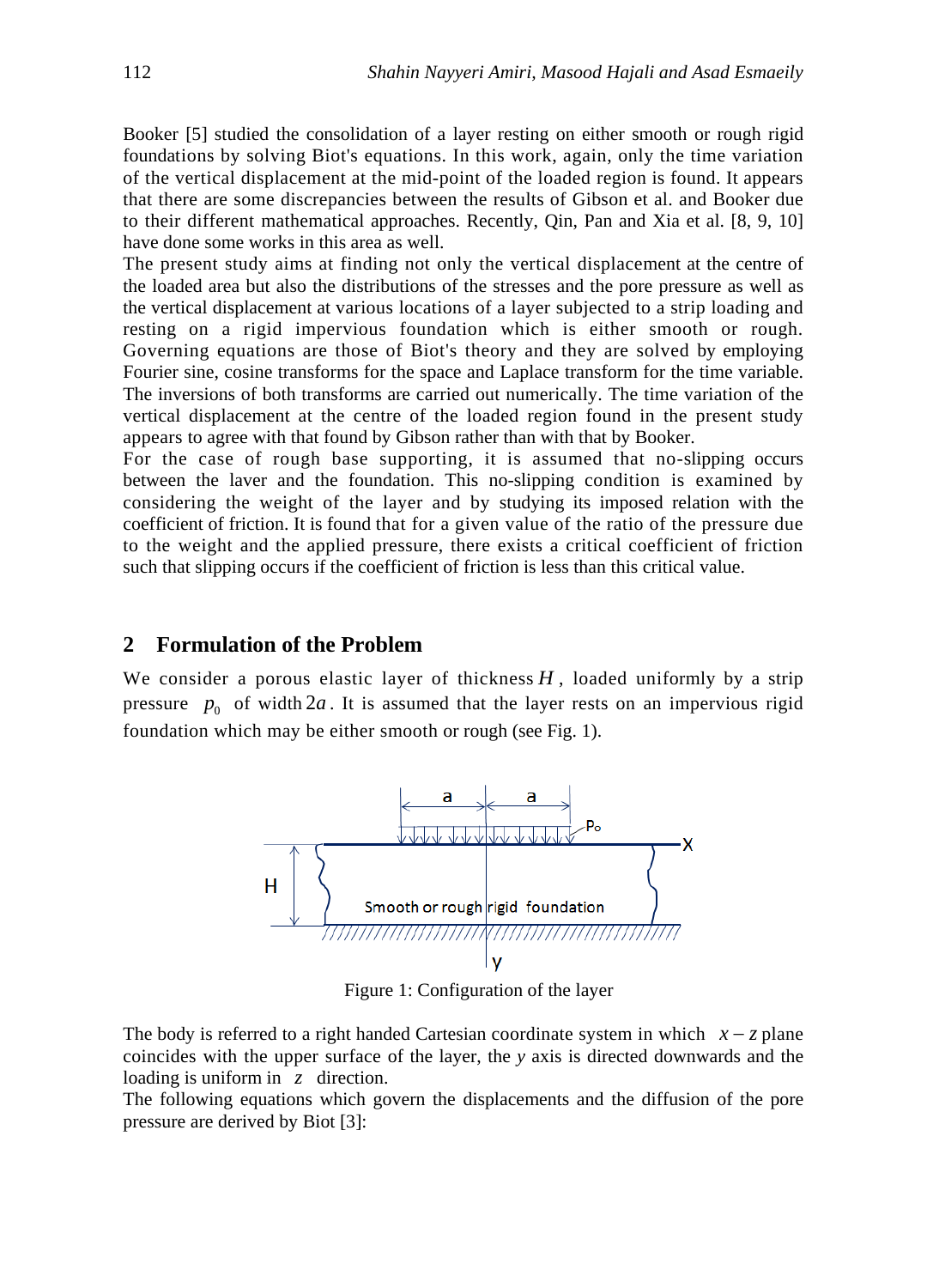Booker [5] studied the consolidation of a layer resting on either smooth or rough rigid foundations by solving Biot's equations. In this work, again, only the time variation of the vertical displacement at the mid-point of the loaded region is found. It appears that there are some discrepancies between the results of Gibson et al. and Booker due to their different mathematical approaches. Recently, Qin, Pan and Xia et al. [8, 9, 10] have done some works in this area as well.

The present study aims at finding not only the vertical displacement at the centre of the loaded area but also the distributions of the stresses and the pore pressure as well as the vertical displacement at various locations of a layer subjected to a strip loading and resting on a rigid impervious foundation which is either smooth or rough. Governing equations are those of Biot's theory and they are solved by employing Fourier sine, cosine transforms for the space and Laplace transform for the time variable. The inversions of both transforms are carried out numerically. The time variation of the vertical displacement at the centre of the loaded region found in the present study appears to agree with that found by Gibson rather than with that by Booker.

For the case of rough base supporting, it is assumed that no-slipping occurs between the laver and the foundation. This no-slipping condition is examined by considering the weight of the layer and by studying its imposed relation with the coefficient of friction. It is found that for a given value of the ratio of the pressure due to the weight and the applied pressure, there exists a critical coefficient of friction such that slipping occurs if the coefficient of friction is less than this critical value.

## 2 Formulation of the Problem

We consider a porous elastic layer of thickness $H$, loaded uniformly by a strip pressure $p_0$ of width $2a$. It is assumed that the layer rests on an impervious rigid foundation which may be either smooth or rough (see Fig. 1).

Figure 1: Configuration of the layer

The body is referred to a right handed Cartesian coordinate system in which $x-z$ plane coincides with the upper surface of the layer, the $y$ axis is directed downwards and the loading is uniform in $z$ direction.

The following equations which govern the displacements and the diffusion of the pore pressure are derived by Biot [3]: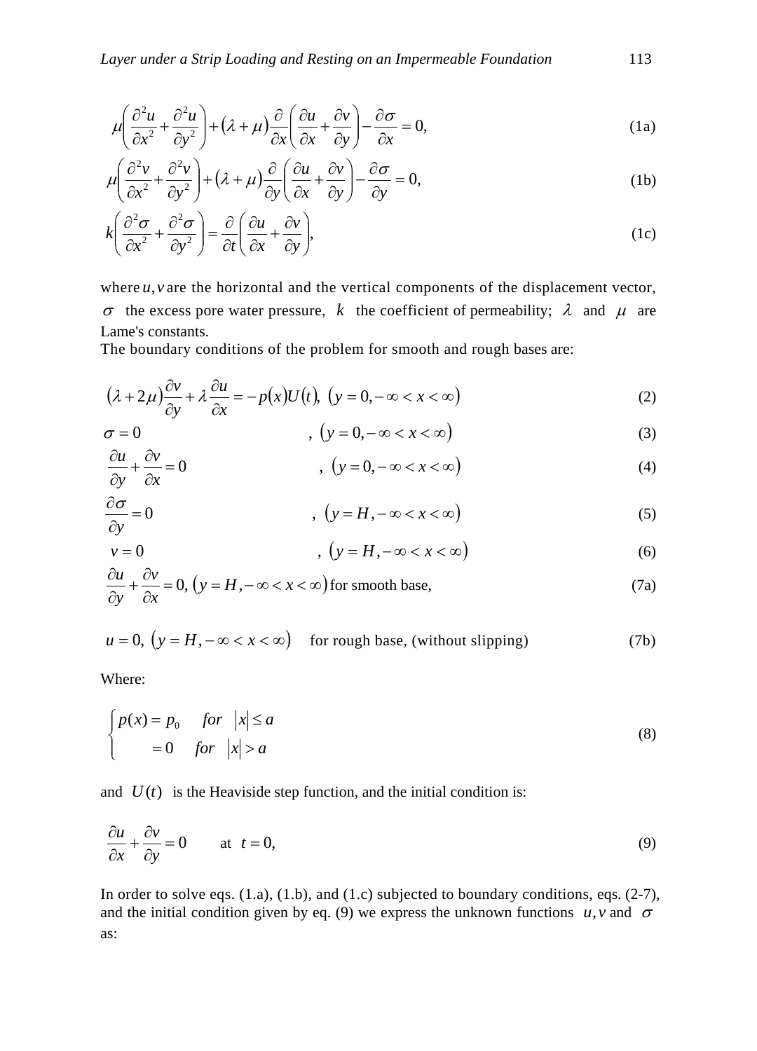$$\mu\left(\frac{\partial^2 u}{\partial x^2}+\frac{\partial^2 u}{\partial y^2}\right)+(\lambda+\mu)\frac{\partial}{\partial x}\left(\frac{\partial u}{\partial x}+\frac{\partial v}{\partial y}\right)-\frac{\partial \sigma}{\partial x}=0, \tag{1a}$$

$$\mu\left(\frac{\partial^2 v}{\partial x^2}+\frac{\partial^2 v}{\partial y^2}\right)+(\lambda+\mu)\frac{\partial}{\partial y}\left(\frac{\partial u}{\partial x}+\frac{\partial v}{\partial y}\right)-\frac{\partial \sigma}{\partial y}=0, \tag{1b}$$

$$k\left(\frac{\partial^2 \sigma}{\partial x^2}+\frac{\partial^2 \sigma}{\partial y^2}\right)=\frac{\partial}{\partial t}\left(\frac{\partial u}{\partial x}+\frac{\partial v}{\partial y}\right), \tag{1c}$$

where $u, v$ are the horizontal and the vertical components of the displacement vector, $\sigma$ the excess pore water pressure, $k$ the coefficient of permeability; $\lambda$ and $\mu$ are Lame's constants.

The boundary conditions of the problem for smooth and rough bases are:

$$(\lambda+2\mu)\frac{\partial v}{\partial y}+\lambda\frac{\partial u}{\partial x}=-p(x)U(t), \ (y=0, -\infty<x<\infty) \tag{2}$$

$$\sigma=0 \quad , \ (y=0, -\infty<x<\infty) \tag{3}$$

$$\frac{\partial u}{\partial y}+\frac{\partial v}{\partial x}=0 \quad , \ (y=0, -\infty<x<\infty) \tag{4}$$

$$\frac{\partial \sigma}{\partial y}=0 \quad , \ (y=H, -\infty<x<\infty) \tag{5}$$

$$v=0 \quad , \ (y=H, -\infty<x<\infty) \tag{6}$$

$$\frac{\partial u}{\partial y}+\frac{\partial v}{\partial x}=0, \ (y=H, -\infty<x<\infty) \text{ for smooth base,} \tag{7a}$$

$$u=0, \ (y=H, -\infty<x<\infty) \quad \text{for rough base, (without slipping)} \tag{7b}$$

Where:

$$\begin{cases} p(x)=p_0 & for \ |x|\le a \\ \quad\ \ =0 & for \ |x|>a \end{cases} \tag{8}$$

and $U(t)$ is the Heaviside step function, and the initial condition is:

$$\frac{\partial u}{\partial x}+\frac{\partial v}{\partial y}=0 \qquad \text{at } \ t=0, \tag{9}$$

In order to solve eqs. (1.a), (1.b), and (1.c) subjected to boundary conditions, eqs. (2-7), and the initial condition given by eq. (9) we express the unknown functions $u, v$ and $\sigma$ as: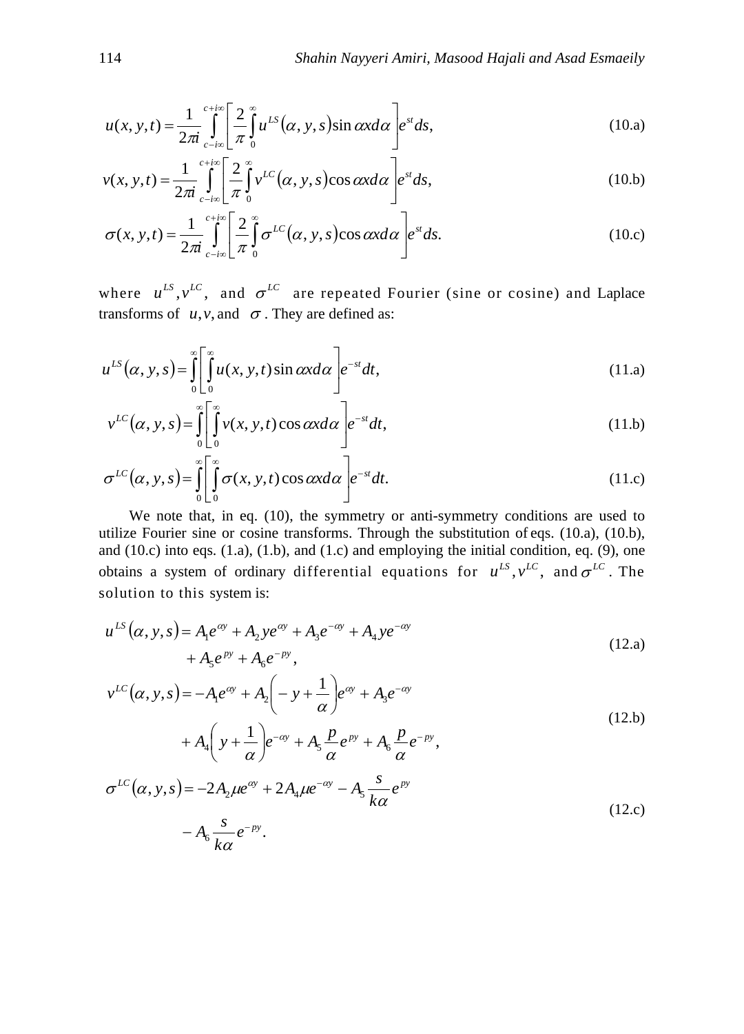$$u(x,y,t) = \frac{1}{2\pi i}\int_{c-i\infty}^{c+i\infty}\left[\frac{2}{\pi}\int_0^\infty u^{LS}(\alpha,y,s)\sin\alpha x d\alpha\right]e^{st}ds, \tag{10.a}$$

$$v(x,y,t) = \frac{1}{2\pi i}\int_{c-i\infty}^{c+i\infty}\left[\frac{2}{\pi}\int_0^\infty v^{LC}(\alpha,y,s)\cos\alpha x d\alpha\right]e^{st}ds, \tag{10.b}$$

$$\sigma(x,y,t) = \frac{1}{2\pi i}\int_{c-i\infty}^{c+i\infty}\left[\frac{2}{\pi}\int_0^\infty \sigma^{LC}(\alpha,y,s)\cos\alpha x d\alpha\right]e^{st}ds. \tag{10.c}$$

where $u^{LS}, v^{LC}$, and $\sigma^{LC}$ are repeated Fourier (sine or cosine) and Laplace transforms of $u, v$, and $\sigma$. They are defined as:

$$u^{LS}(\alpha,y,s) = \int_0^\infty\left[\int_0^\infty u(x,y,t)\sin\alpha x d\alpha\right]e^{-st}dt, \tag{11.a}$$

$$v^{LC}(\alpha,y,s) = \int_0^\infty\left[\int_0^\infty v(x,y,t)\cos\alpha x d\alpha\right]e^{-st}dt, \tag{11.b}$$

$$\sigma^{LC}(\alpha,y,s) = \int_0^\infty\left[\int_0^\infty \sigma(x,y,t)\cos\alpha x d\alpha\right]e^{-st}dt. \tag{11.c}$$

We note that, in eq. (10), the symmetry or anti-symmetry conditions are used to utilize Fourier sine or cosine transforms. Through the substitution of eqs. (10.a), (10.b), and (10.c) into eqs. (1.a), (1.b), and (1.c) and employing the initial condition, eq. (9), one obtains a system of ordinary differential equations for $u^{LS}, v^{LC}$, and $\sigma^{LC}$. The solution to this system is:

$$\begin{aligned} u^{LS}(\alpha,y,s) &= A_1 e^{\alpha y} + A_2 y e^{\alpha y} + A_3 e^{-\alpha y} + A_4 y e^{-\alpha y} \\ &\quad + A_5 e^{py} + A_6 e^{-py}, \end{aligned} \tag{12.a}$$

$$\begin{aligned} v^{LC}(\alpha,y,s) &= -A_1 e^{\alpha y} + A_2\left(-y + \frac{1}{\alpha}\right)e^{\alpha y} + A_3 e^{-\alpha y} \\ &\quad + A_4\left(y + \frac{1}{\alpha}\right)e^{-\alpha y} + A_5\frac{p}{\alpha}e^{py} + A_6\frac{p}{\alpha}e^{-py}, \end{aligned} \tag{12.b}$$

$$\begin{aligned} \sigma^{LC}(\alpha,y,s) &= -2A_2\mu e^{\alpha y} + 2A_4\mu e^{-\alpha y} - A_5\frac{s}{k\alpha}e^{py} \\ &\quad - A_6\frac{s}{k\alpha}e^{-py}. \end{aligned} \tag{12.c}$$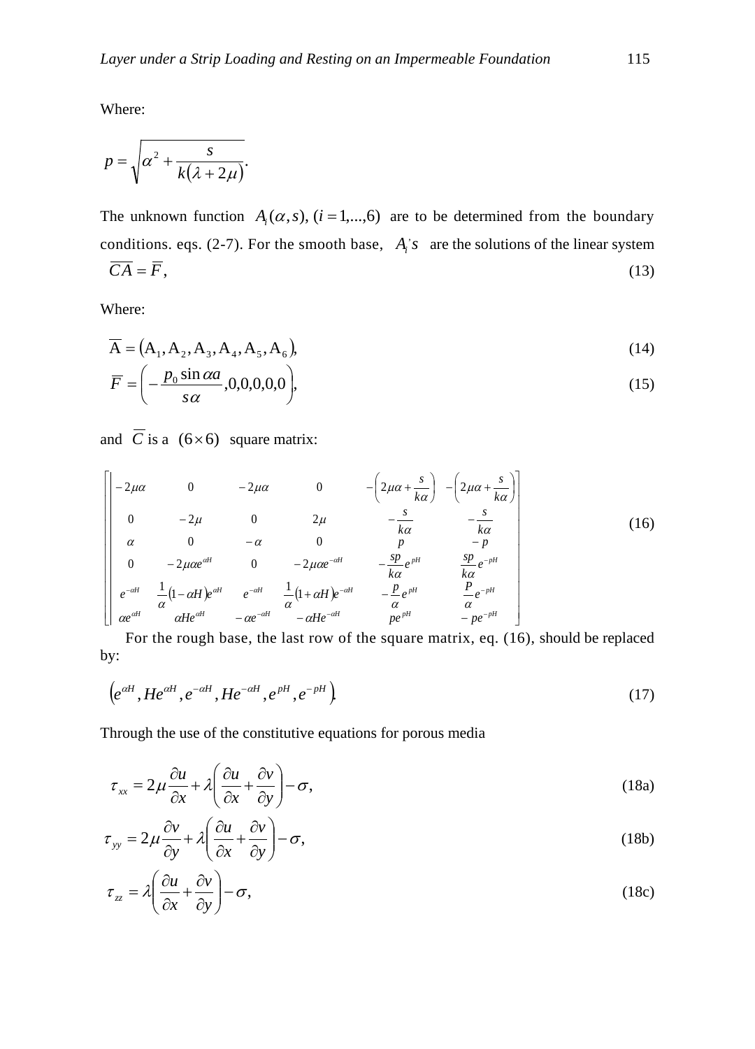Where:

$$p = \sqrt{\alpha^2 + \frac{s}{k(\lambda + 2\mu)}}.$$

The unknown function $A_i(\alpha, s)$, $(i = 1,...,6)$ are to be determined from the boundary conditions. eqs. (2-7). For the smooth base, $A_i$'s are the solutions of the linear system

$$\overline{CA} = \overline{F}, \tag{13}$$

Where:

$$\overline{A} = (A_1, A_2, A_3, A_4, A_5, A_6), \tag{14}$$

$$\overline{F} = \left( -\frac{p_0 \sin \alpha a}{s\alpha}, 0,0,0,0,0 \right), \tag{15}$$

and $\overline{C}$ is a $(6 \times 6)$ square matrix:

$$\begin{bmatrix} -2\mu\alpha & 0 & -2\mu\alpha & 0 & -\left(2\mu\alpha + \frac{s}{k\alpha}\right) & -\left(2\mu\alpha + \frac{s}{k\alpha}\right) \\ 0 & -2\mu & 0 & 2\mu & -\frac{s}{k\alpha} & -\frac{s}{k\alpha} \\ \alpha & 0 & -\alpha & 0 & p & -p \\ 0 & -2\mu\alpha e^{\alpha H} & 0 & -2\mu\alpha e^{-\alpha H} & -\frac{sp}{k\alpha} e^{pH} & \frac{sp}{k\alpha} e^{-pH} \\ e^{-\alpha H} & \frac{1}{\alpha}(1 - \alpha H) e^{\alpha H} & e^{-\alpha H} & \frac{1}{\alpha}(1 + \alpha H) e^{-\alpha H} & -\frac{p}{\alpha} e^{pH} & \frac{P}{\alpha} e^{-pH} \\ \alpha e^{\alpha H} & \alpha H e^{\alpha H} & -\alpha e^{-\alpha H} & -\alpha H e^{-\alpha H} & p e^{pH} & -p e^{-pH} \end{bmatrix} \tag{16}$$

For the rough base, the last row of the square matrix, eq. (16), should be replaced by:

$$\left(e^{\alpha H}, He^{\alpha H}, e^{-\alpha H}, He^{-\alpha H}, e^{pH}, e^{-pH}\right). \tag{17}$$

Through the use of the constitutive equations for porous media

$$\tau_{xx} = 2\mu \frac{\partial u}{\partial x} + \lambda \left( \frac{\partial u}{\partial x} + \frac{\partial v}{\partial y} \right) - \sigma, \tag{18a}$$

$$\tau_{yy} = 2\mu \frac{\partial v}{\partial y} + \lambda \left( \frac{\partial u}{\partial x} + \frac{\partial v}{\partial y} \right) - \sigma, \tag{18b}$$

$$\tau_{zz} = \lambda \left( \frac{\partial u}{\partial x} + \frac{\partial v}{\partial y} \right) - \sigma, \tag{18c}$$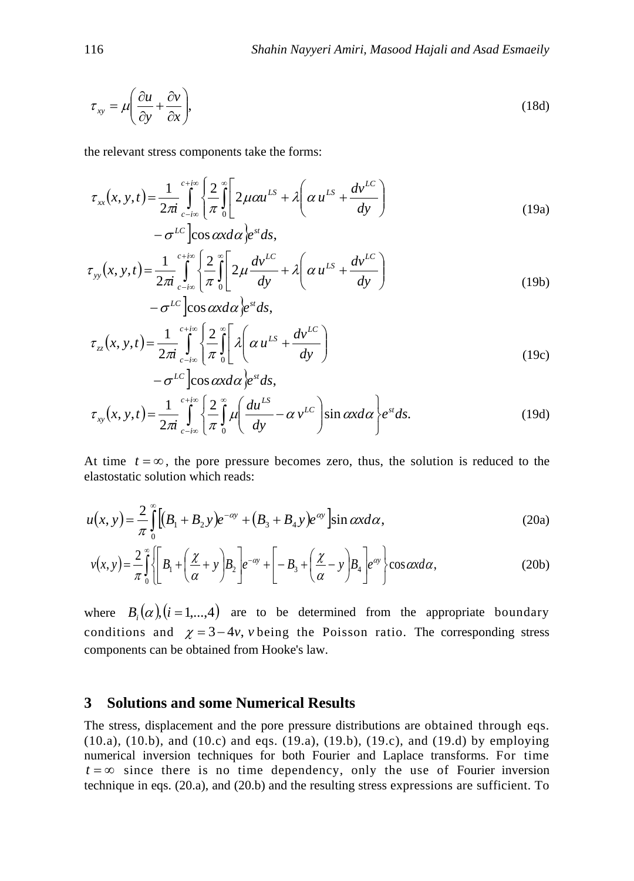$$\tau_{xy} = \mu\left(\frac{\partial u}{\partial y} + \frac{\partial v}{\partial x}\right), \tag{18d}$$

the relevant stress components take the forms:

$$\tau_{xx}(x,y,t) = \frac{1}{2\pi i}\int_{c-i\infty}^{c+i\infty}\left\{\frac{2}{\pi}\int_0^{\infty}\left[2\mu\alpha u^{LS} + \lambda\left(\alpha\, u^{LS} + \frac{dv^{LC}}{dy}\right) - \sigma^{LC}\right]\cos\alpha x d\alpha\right\}e^{st}ds, \tag{19a}$$

$$\tau_{yy}(x,y,t) = \frac{1}{2\pi i}\int_{c-i\infty}^{c+i\infty}\left\{\frac{2}{\pi}\int_0^{\infty}\left[2\mu\frac{dv^{LC}}{dy} + \lambda\left(\alpha\, u^{LS} + \frac{dv^{LC}}{dy}\right) - \sigma^{LC}\right]\cos\alpha x d\alpha\right\}e^{st}ds, \tag{19b}$$

$$\tau_{zz}(x,y,t) = \frac{1}{2\pi i}\int_{c-i\infty}^{c+i\infty}\left\{\frac{2}{\pi}\int_0^{\infty}\left[\lambda\left(\alpha\, u^{LS} + \frac{dv^{LC}}{dy}\right) - \sigma^{LC}\right]\cos\alpha x d\alpha\right\}e^{st}ds, \tag{19c}$$

$$\tau_{xy}(x,y,t) = \frac{1}{2\pi i}\int_{c-i\infty}^{c+i\infty}\left\{\frac{2}{\pi}\int_0^{\infty}\mu\left(\frac{du^{LS}}{dy} - \alpha\, v^{LC}\right)\sin\alpha x d\alpha\right\}e^{st}ds. \tag{19d}$$

At time $t = \infty$, the pore pressure becomes zero, thus, the solution is reduced to the elastostatic solution which reads:

$$u(x,y) = \frac{2}{\pi}\int_0^{\infty}\left[(B_1 + B_2 y)e^{-\alpha y} + (B_3 + B_4 y)e^{\alpha y}\right]\sin\alpha x d\alpha, \tag{20a}$$

$$v(x,y) = \frac{2}{\pi}\int_0^{\infty}\left\{\left[B_1 + \left(\frac{\chi}{\alpha} + y\right)B_2\right]e^{-\alpha y} + \left[-B_3 + \left(\frac{\chi}{\alpha} - y\right)B_4\right]e^{\alpha y}\right\}\cos\alpha x d\alpha, \tag{20b}$$

where $B_i(\alpha), (i = 1,...,4)$ are to be determined from the appropriate boundary conditions and $\chi = 3 - 4v$, $v$ being the Poisson ratio. The corresponding stress components can be obtained from Hooke's law.

## 3 Solutions and some Numerical Results

The stress, displacement and the pore pressure distributions are obtained through eqs. (10.a), (10.b), and (10.c) and eqs. (19.a), (19.b), (19.c), and (19.d) by employing numerical inversion techniques for both Fourier and Laplace transforms. For time $t = \infty$ since there is no time dependency, only the use of Fourier inversion technique in eqs. (20.a), and (20.b) and the resulting stress expressions are sufficient. To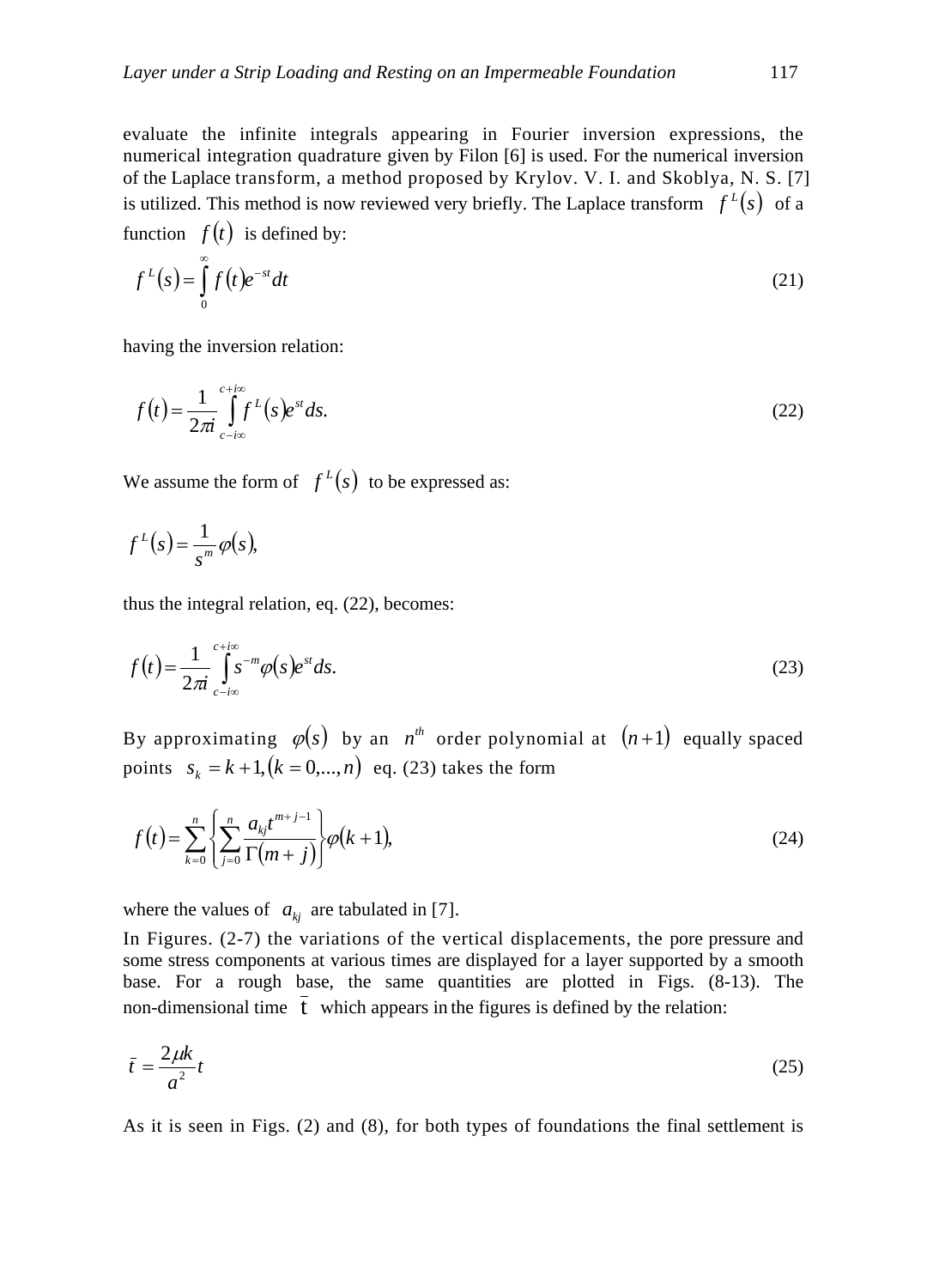evaluate the infinite integrals appearing in Fourier inversion expressions, the numerical integration quadrature given by Filon [6] is used. For the numerical inversion of the Laplace transform, a method proposed by Krylov. V. I. and Skoblya, N. S. [7] is utilized. This method is now reviewed very briefly. The Laplace transform $f^L(s)$ of a function $f(t)$ is defined by:

$$f^L(s) = \int_0^{\infty} f(t) e^{-st} dt \tag{21}$$

having the inversion relation:

$$f(t) = \frac{1}{2\pi i} \int_{c-i\infty}^{c+i\infty} f^L(s) e^{st} ds. \tag{22}$$

We assume the form of $f^L(s)$ to be expressed as:

$$f^L(s) = \frac{1}{s^m} \varphi(s),$$

thus the integral relation, eq. (22), becomes:

$$f(t) = \frac{1}{2\pi i} \int_{c-i\infty}^{c+i\infty} s^{-m} \varphi(s) e^{st} ds. \tag{23}$$

By approximating $\varphi(s)$ by an $n^{th}$ order polynomial at $(n+1)$ equally spaced points $s_k = k+1, (k = 0,...,n)$ eq. (23) takes the form

$$f(t) = \sum_{k=0}^{n} \left\{ \sum_{j=0}^{n} \frac{a_{kj} t^{m+j-1}}{\Gamma(m+j)} \right\} \varphi(k+1), \tag{24}$$

where the values of $a_{kj}$ are tabulated in [7].

In Figures. (2-7) the variations of the vertical displacements, the pore pressure and some stress components at various times are displayed for a layer supported by a smooth base. For a rough base, the same quantities are plotted in Figs. (8-13). The non-dimensional time $\bar{t}$ which appears in the figures is defined by the relation:

$$\bar{t} = \frac{2\mu k}{a^2} t \tag{25}$$

As it is seen in Figs. (2) and (8), for both types of foundations the final settlement is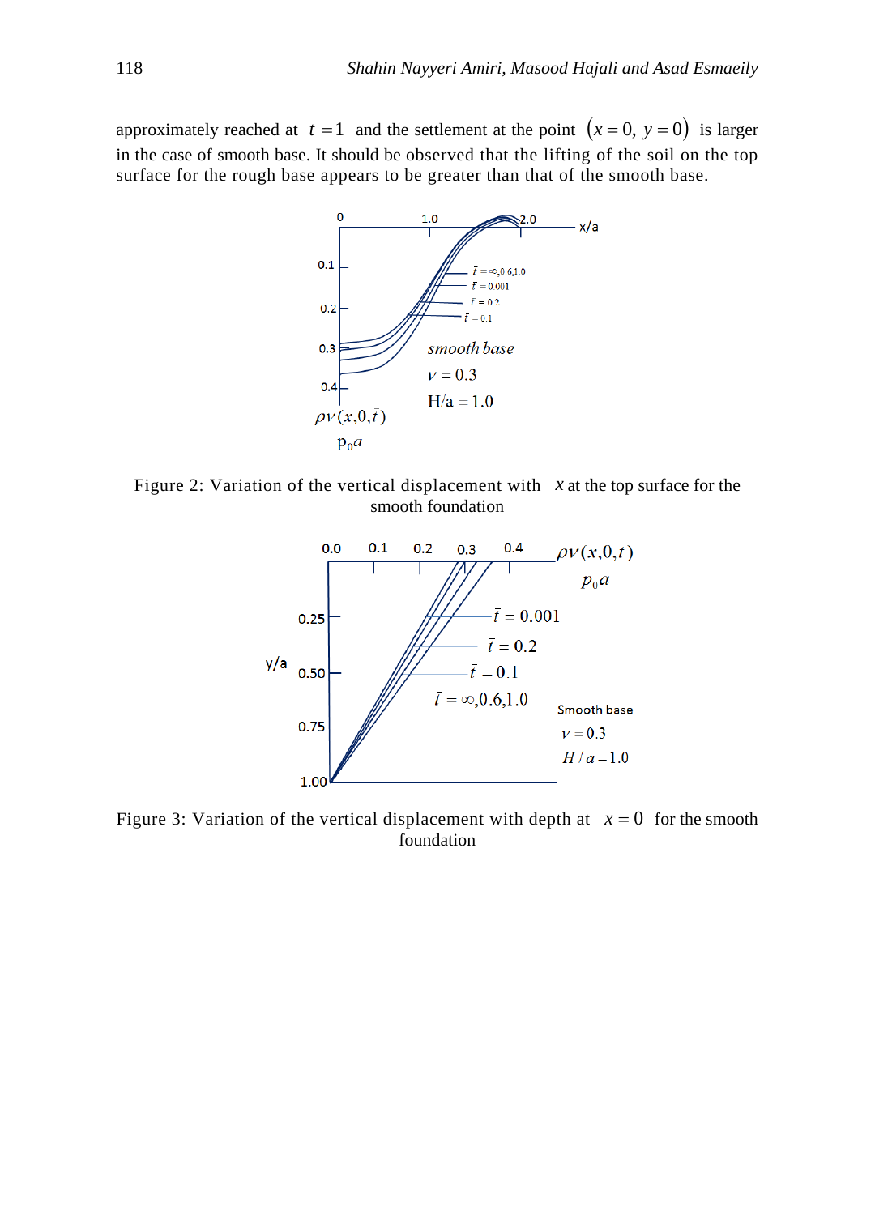approximately reached at $\bar{t} = 1$ and the settlement at the point $(x = 0,\ y = 0)$ is larger in the case of smooth base. It should be observed that the lifting of the soil on the top surface for the rough base appears to be greater than that of the smooth base.

Figure 2: Variation of the vertical displacement with $x$ at the top surface for the smooth foundation

Figure 3: Variation of the vertical displacement with depth at $x = 0$ for the smooth foundation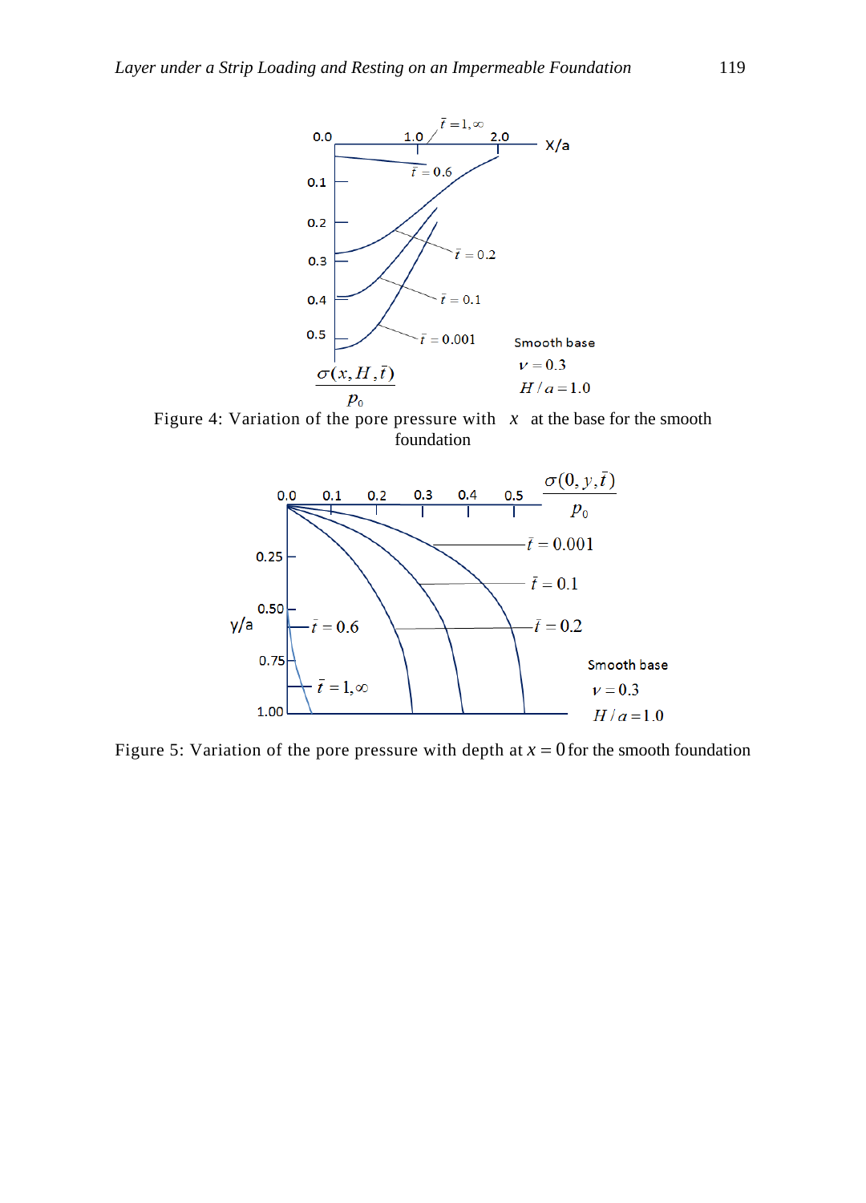Figure 4: Variation of the pore pressure with $x$ at the base for the smooth foundation

Figure 5: Variation of the pore pressure with depth at $x = 0$ for the smooth foundation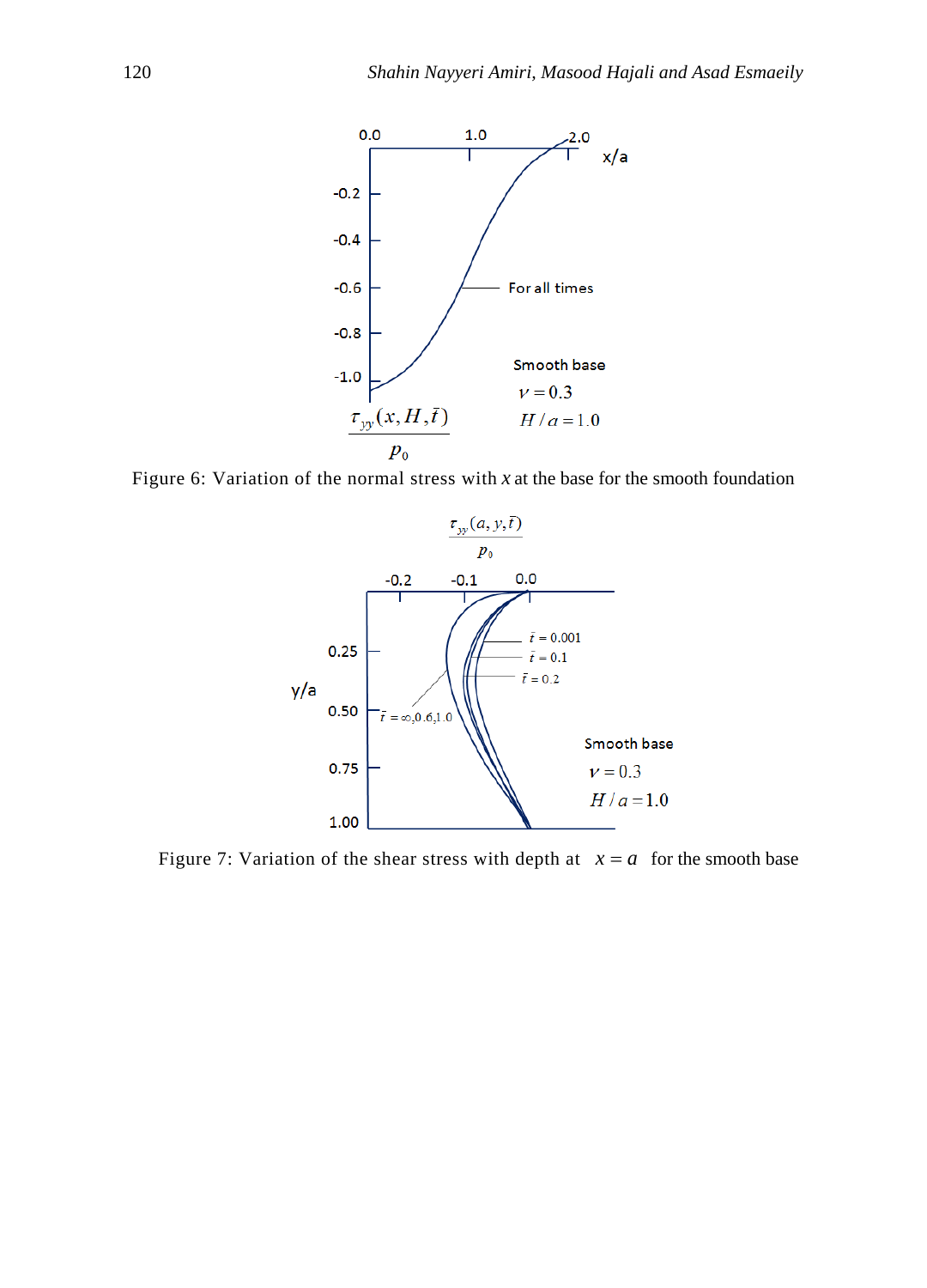Figure 6: Variation of the normal stress with $x$ at the base for the smooth foundation

Figure 7: Variation of the shear stress with depth at $x = a$ for the smooth base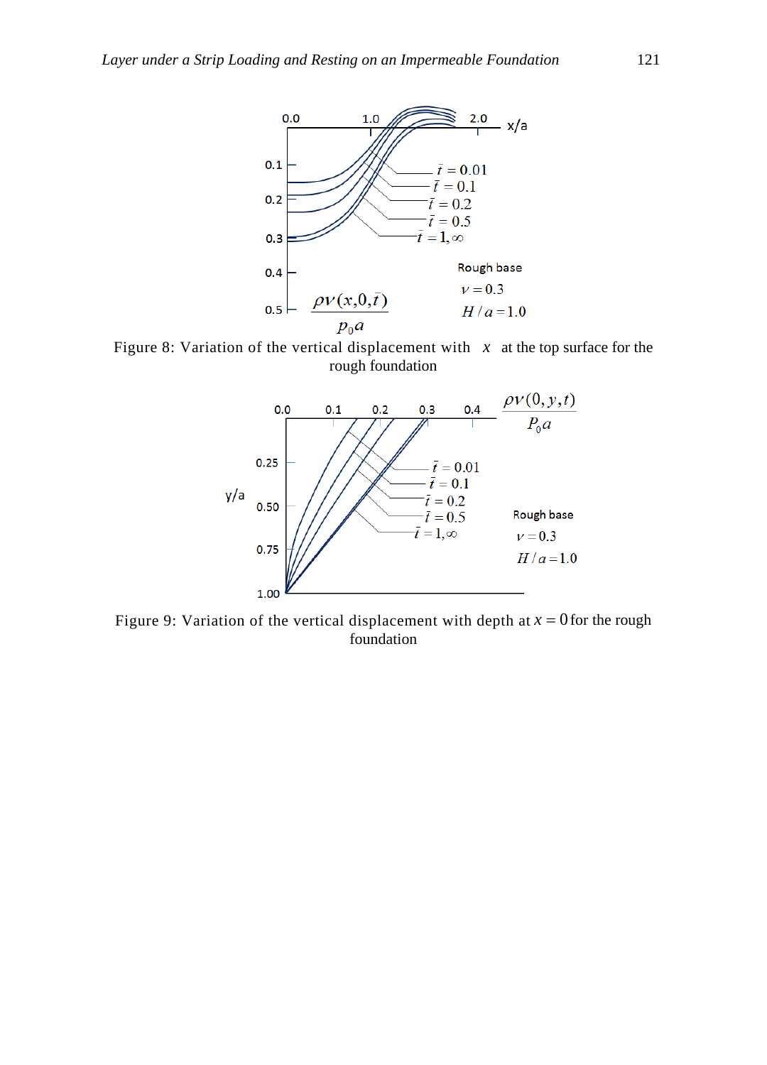Figure 8: Variation of the vertical displacement with $x$ at the top surface for the rough foundation

Figure 9: Variation of the vertical displacement with depth at $x = 0$ for the rough foundation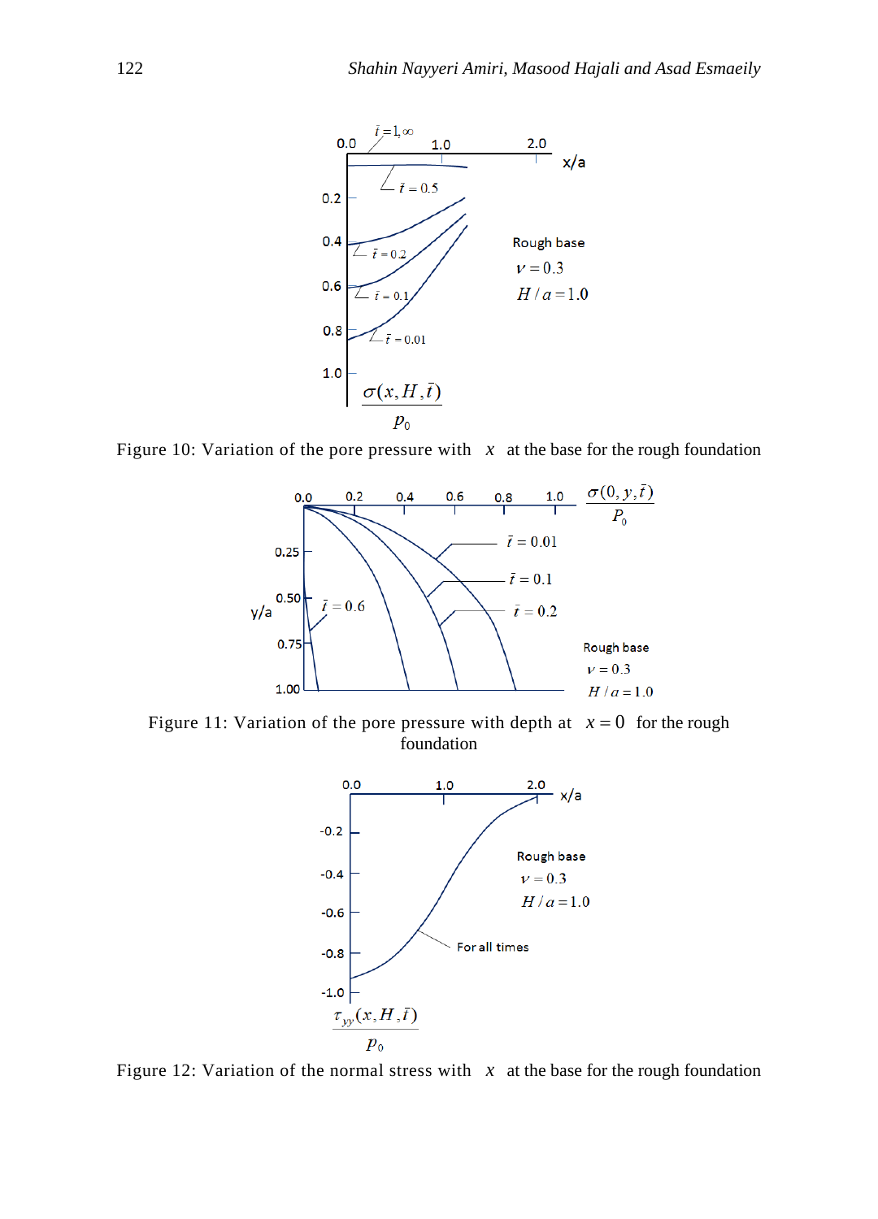Figure 10: Variation of the pore pressure with $x$ at the base for the rough foundation

Figure 11: Variation of the pore pressure with depth at $x = 0$ for the rough foundation

Figure 12: Variation of the normal stress with $x$ at the base for the rough foundation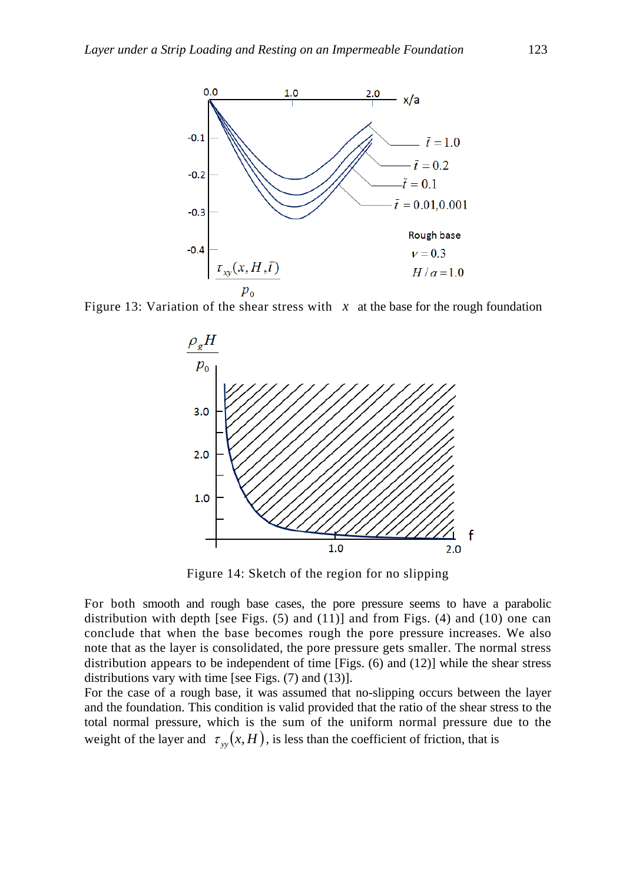Figure 13: Variation of the shear stress with $x$ at the base for the rough foundation

Figure 14: Sketch of the region for no slipping

For both smooth and rough base cases, the pore pressure seems to have a parabolic distribution with depth [see Figs. (5) and (11)] and from Figs. (4) and (10) one can conclude that when the base becomes rough the pore pressure increases. We also note that as the layer is consolidated, the pore pressure gets smaller. The normal stress distribution appears to be independent of time [Figs. (6) and (12)] while the shear stress distributions vary with time [see Figs. (7) and (13)].

For the case of a rough base, it was assumed that no-slipping occurs between the layer and the foundation. This condition is valid provided that the ratio of the shear stress to the total normal pressure, which is the sum of the uniform normal pressure due to the weight of the layer and $\tau_{yy}(x, H)$, is less than the coefficient of friction, that is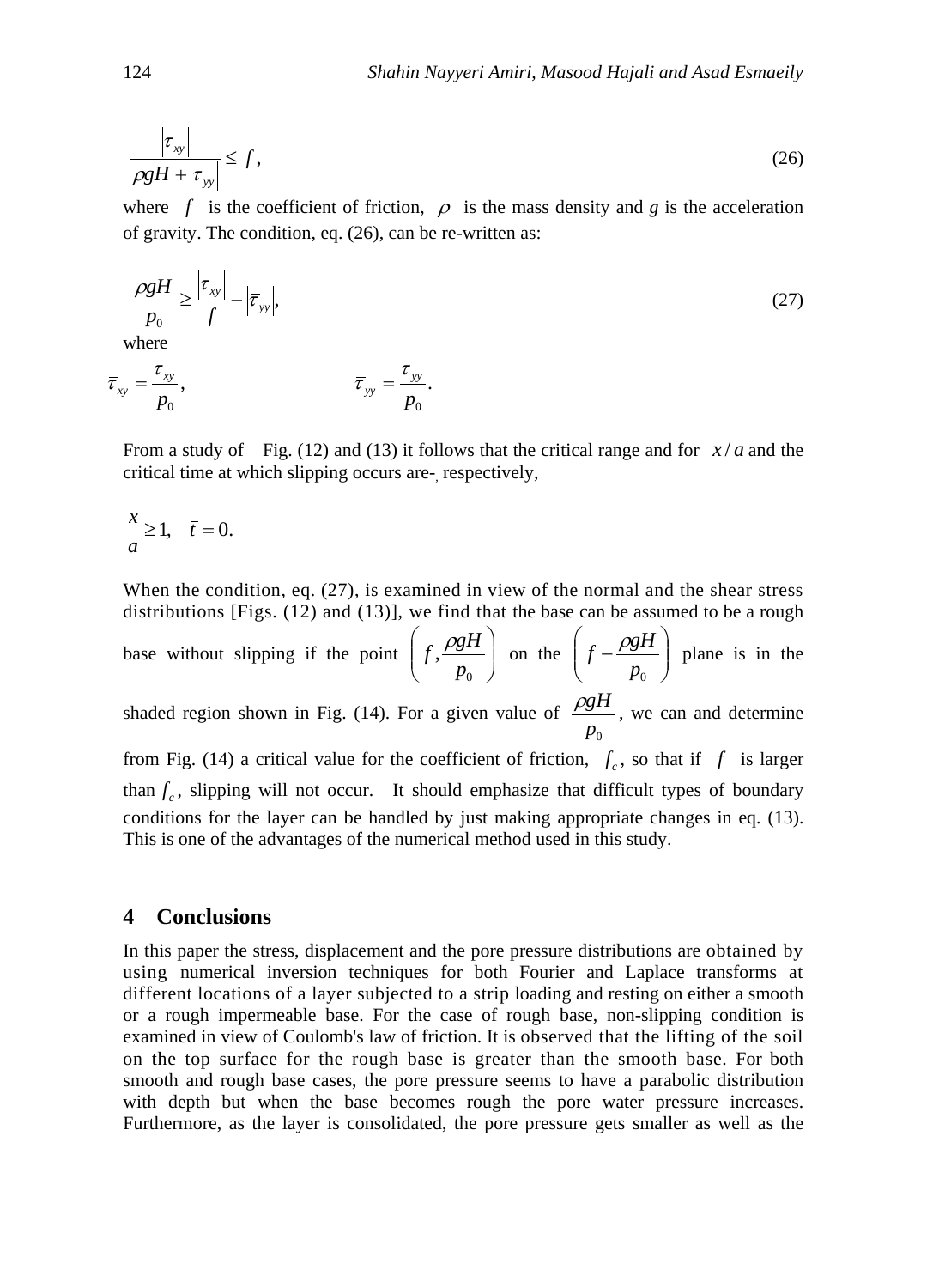$$\frac{|\tau_{xy}|}{\rho gH + |\tau_{yy}|} \leq f, \tag{26}$$

where $f$ is the coefficient of friction, $\rho$ is the mass density and $g$ is the acceleration of gravity. The condition, eq. (26), can be re-written as:

$$\frac{\rho gH}{p_0} \geq \frac{|\tau_{xy}|}{f} - |\bar{\tau}_{yy}|, \tag{27}$$

where

$$\bar{\tau}_{xy} = \frac{\tau_{xy}}{p_0}, \qquad \bar{\tau}_{yy} = \frac{\tau_{yy}}{p_0}.$$

From a study of Fig. (12) and (13) it follows that the critical range and for $x/a$ and the critical time at which slipping occurs are-, respectively,

$$\frac{x}{a} \geq 1, \quad \bar{t} = 0.$$

When the condition, eq. (27), is examined in view of the normal and the shear stress distributions [Figs. (12) and (13)], we find that the base can be assumed to be a rough base without slipping if the point $\left(f, \frac{\rho gH}{p_0}\right)$ on the $\left(f - \frac{\rho gH}{p_0}\right)$ plane is in the shaded region shown in Fig. (14). For a given value of $\frac{\rho gH}{p_0}$, we can and determine from Fig. (14) a critical value for the coefficient of friction, $f_c$, so that if $f$ is larger than $f_c$, slipping will not occur. It should emphasize that difficult types of boundary conditions for the layer can be handled by just making appropriate changes in eq. (13). This is one of the advantages of the numerical method used in this study.

## 4 Conclusions

In this paper the stress, displacement and the pore pressure distributions are obtained by using numerical inversion techniques for both Fourier and Laplace transforms at different locations of a layer subjected to a strip loading and resting on either a smooth or a rough impermeable base. For the case of rough base, non-slipping condition is examined in view of Coulomb's law of friction. It is observed that the lifting of the soil on the top surface for the rough base is greater than the smooth base. For both smooth and rough base cases, the pore pressure seems to have a parabolic distribution with depth but when the base becomes rough the pore water pressure increases. Furthermore, as the layer is consolidated, the pore pressure gets smaller as well as the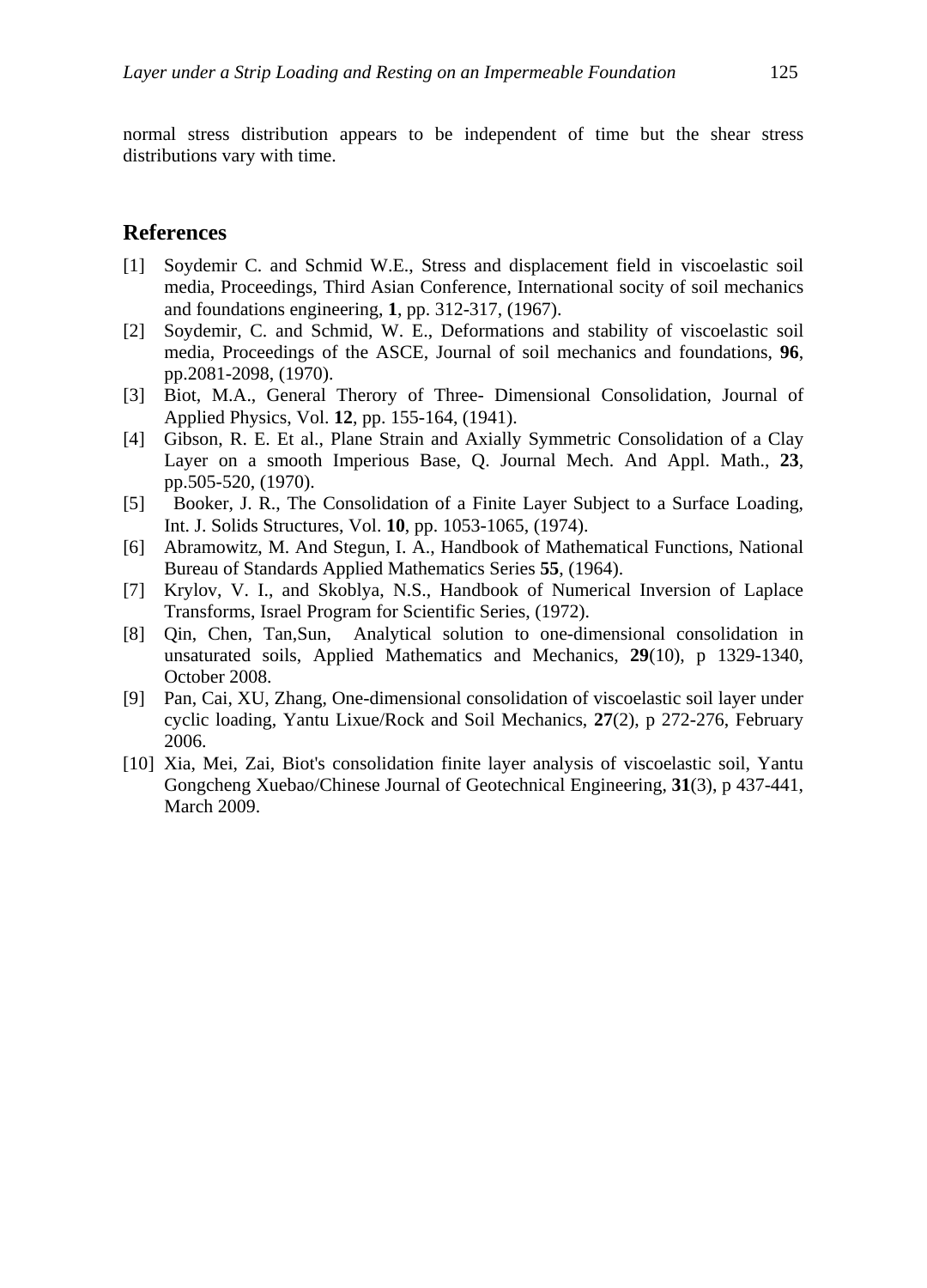normal stress distribution appears to be independent of time but the shear stress distributions vary with time.

## References

[1] Soydemir C. and Schmid W.E., Stress and displacement field in viscoelastic soil media, Proceedings, Third Asian Conference, International socity of soil mechanics and foundations engineering, **1**, pp. 312-317, (1967).

[2] Soydemir, C. and Schmid, W. E., Deformations and stability of viscoelastic soil media, Proceedings of the ASCE, Journal of soil mechanics and foundations, **96**, pp.2081-2098, (1970).

[3] Biot, M.A., General Therory of Three- Dimensional Consolidation, Journal of Applied Physics, Vol. **12**, pp. 155-164, (1941).

[4] Gibson, R. E. Et al., Plane Strain and Axially Symmetric Consolidation of a Clay Layer on a smooth Imperious Base, Q. Journal Mech. And Appl. Math., **23**, pp.505-520, (1970).

[5] Booker, J. R., The Consolidation of a Finite Layer Subject to a Surface Loading, Int. J. Solids Structures, Vol. **10**, pp. 1053-1065, (1974).

[6] Abramowitz, M. And Stegun, I. A., Handbook of Mathematical Functions, National Bureau of Standards Applied Mathematics Series **55**, (1964).

[7] Krylov, V. I., and Skoblya, N.S., Handbook of Numerical Inversion of Laplace Transforms, Israel Program for Scientific Series, (1972).

[8] Qin, Chen, Tan,Sun, Analytical solution to one-dimensional consolidation in unsaturated soils, Applied Mathematics and Mechanics, **29**(10), p 1329-1340, October 2008.

[9] Pan, Cai, XU, Zhang, One-dimensional consolidation of viscoelastic soil layer under cyclic loading, Yantu Lixue/Rock and Soil Mechanics, **27**(2), p 272-276, February 2006.

[10] Xia, Mei, Zai, Biot's consolidation finite layer analysis of viscoelastic soil, Yantu Gongcheng Xuebao/Chinese Journal of Geotechnical Engineering, **31**(3), p 437-441, March 2009.